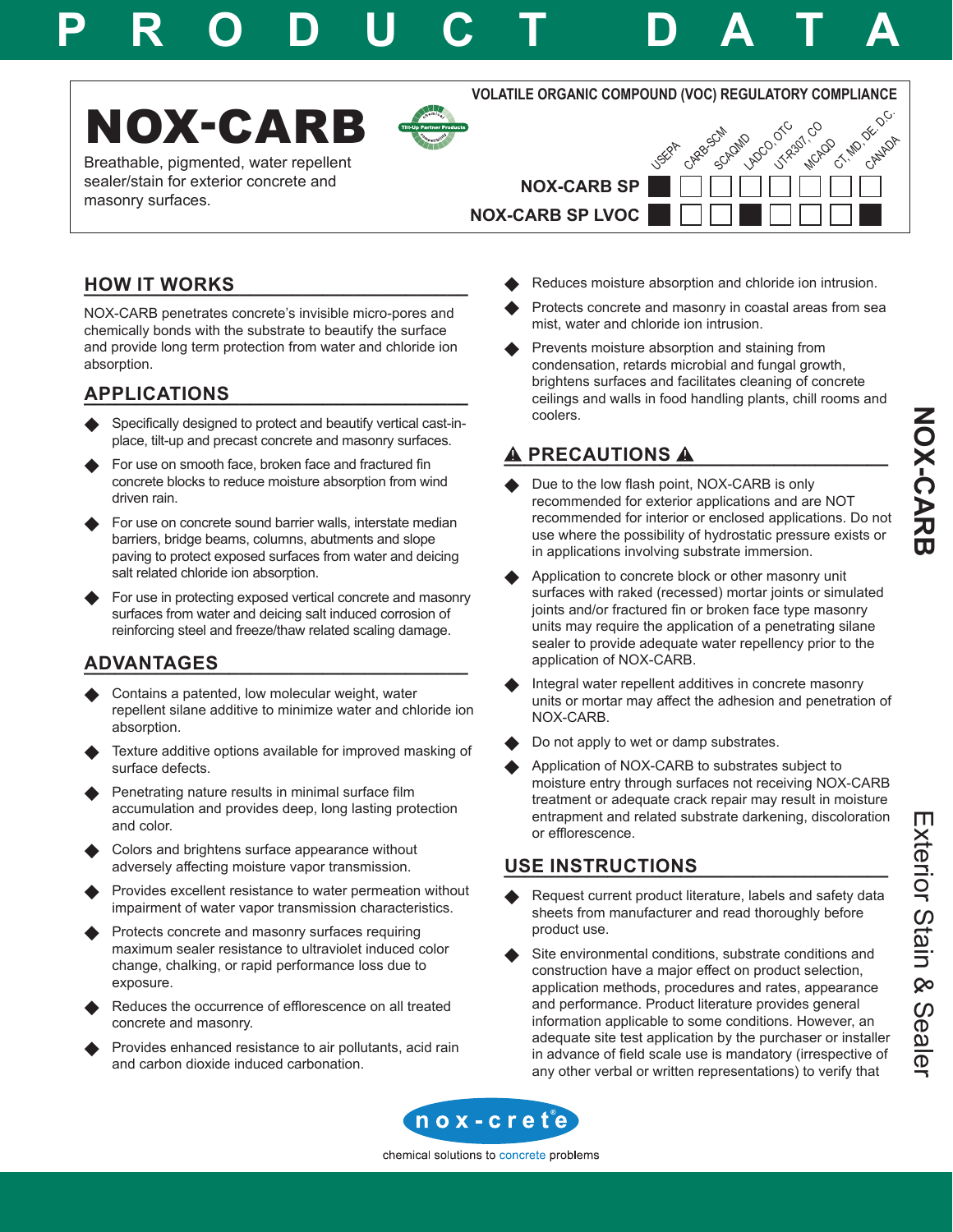# PRODUCT DATA

# NOX-CARB

Breathable, pigmented, water repellent sealer/stain for exterior concrete and masonry surfaces.

**VOLATILE ORGANIC COMPOUND (VOC) REGULATORY COMPLIANCE**

| | USEPA | CARB-SCM | SCAQMD | LADCO, OTC | UT-R307, CO | MCAQD | CT, MD, DE, D.C. | CANADA |
|---|---|---|---|---|---|---|---|---|
| NOX-CARB SP | ■ | □ | □ | □ | □ | □ | □ | □ |
| NOX-CARB SP LVOC | ■ | □ | □ | ■ | □ | □ | □ | ■ |

## HOW IT WORKS

NOX-CARB penetrates concrete's invisible micro-pores and chemically bonds with the substrate to beautify the surface and provide long term protection from water and chloride ion absorption.

## APPLICATIONS

- Specifically designed to protect and beautify vertical cast-in-place, tilt-up and precast concrete and masonry surfaces.
- For use on smooth face, broken face and fractured fin concrete blocks to reduce moisture absorption from wind driven rain.
- For use on concrete sound barrier walls, interstate median barriers, bridge beams, columns, abutments and slope paving to protect exposed surfaces from water and deicing salt related chloride ion absorption.
- For use in protecting exposed vertical concrete and masonry surfaces from water and deicing salt induced corrosion of reinforcing steel and freeze/thaw related scaling damage.

## ADVANTAGES

- Contains a patented, low molecular weight, water repellent silane additive to minimize water and chloride ion absorption.
- Texture additive options available for improved masking of surface defects.
- Penetrating nature results in minimal surface film accumulation and provides deep, long lasting protection and color.
- Colors and brightens surface appearance without adversely affecting moisture vapor transmission.
- Provides excellent resistance to water permeation without impairment of water vapor transmission characteristics.
- Protects concrete and masonry surfaces requiring maximum sealer resistance to ultraviolet induced color change, chalking, or rapid performance loss due to exposure.
- Reduces the occurrence of efflorescence on all treated concrete and masonry.
- Provides enhanced resistance to air pollutants, acid rain and carbon dioxide induced carbonation.
- Reduces moisture absorption and chloride ion intrusion.
- Protects concrete and masonry in coastal areas from sea mist, water and chloride ion intrusion.
- Prevents moisture absorption and staining from condensation, retards microbial and fungal growth, brightens surfaces and facilitates cleaning of concrete ceilings and walls in food handling plants, chill rooms and coolers.

## ⚠ PRECAUTIONS ⚠

- Due to the low flash point, NOX-CARB is only recommended for exterior applications and are NOT recommended for interior or enclosed applications. Do not use where the possibility of hydrostatic pressure exists or in applications involving substrate immersion.
- Application to concrete block or other masonry unit surfaces with raked (recessed) mortar joints or simulated joints and/or fractured fin or broken face type masonry units may require the application of a penetrating silane sealer to provide adequate water repellency prior to the application of NOX-CARB.
- Integral water repellent additives in concrete masonry units or mortar may affect the adhesion and penetration of NOX-CARB.
- Do not apply to wet or damp substrates.
- Application of NOX-CARB to substrates subject to moisture entry through surfaces not receiving NOX-CARB treatment or adequate crack repair may result in moisture entrapment and related substrate darkening, discoloration or efflorescence.

## USE INSTRUCTIONS

- Request current product literature, labels and safety data sheets from manufacturer and read thoroughly before product use.
- Site environmental conditions, substrate conditions and construction have a major effect on product selection, application methods, procedures and rates, appearance and performance. Product literature provides general information applicable to some conditions. However, an adequate site test application by the purchaser or installer in advance of field scale use is mandatory (irrespective of any other verbal or written representations) to verify that

NOX-CARB Exterior Stain & Sealer

nox-crete® — chemical solutions to concrete problems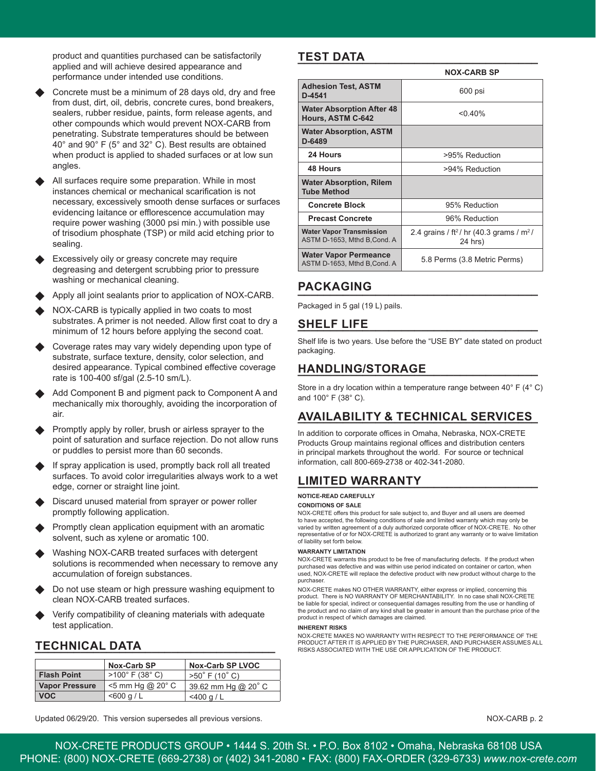product and quantities purchased can be satisfactorily applied and will achieve desired appearance and performance under intended use conditions.

- Concrete must be a minimum of 28 days old, dry and free from dust, dirt, oil, debris, concrete cures, bond breakers, sealers, rubber residue, paints, form release agents, and other compounds which would prevent NOX-CARB from penetrating. Substrate temperatures should be between 40° and 90° F (5° and 32° C). Best results are obtained when product is applied to shaded surfaces or at low sun angles.
- All surfaces require some preparation. While in most instances chemical or mechanical scarification is not necessary, excessively smooth dense surfaces or surfaces evidencing laitance or efflorescence accumulation may require power washing (3000 psi min.) with possible use of trisodium phosphate (TSP) or mild acid etching prior to sealing.
- Excessively oily or greasy concrete may require degreasing and detergent scrubbing prior to pressure washing or mechanical cleaning.
- Apply all joint sealants prior to application of NOX-CARB.
- NOX-CARB is typically applied in two coats to most substrates. A primer is not needed. Allow first coat to dry a minimum of 12 hours before applying the second coat.
- Coverage rates may vary widely depending upon type of substrate, surface texture, density, color selection, and desired appearance. Typical combined effective coverage rate is 100-400 sf/gal (2.5-10 sm/L).
- Add Component B and pigment pack to Component A and mechanically mix thoroughly, avoiding the incorporation of air.
- Promptly apply by roller, brush or airless sprayer to the point of saturation and surface rejection. Do not allow runs or puddles to persist more than 60 seconds.
- If spray application is used, promptly back roll all treated surfaces. To avoid color irregularities always work to a wet edge, corner or straight line joint.
- Discard unused material from sprayer or power roller promptly following application.
- Promptly clean application equipment with an aromatic solvent, such as xylene or aromatic 100.
- Washing NOX-CARB treated surfaces with detergent solutions is recommended when necessary to remove any accumulation of foreign substances.
- Do not use steam or high pressure washing equipment to clean NOX-CARB treated surfaces.
- Verify compatibility of cleaning materials with adequate test application.

## TECHNICAL DATA

| | Nox-Carb SP | Nox-Carb SP LVOC |
|---|---|---|
| **Flash Point** | >100° F (38° C) | >50° F (10° C) |
| **Vapor Pressure** | <5 mm Hg @ 20° C | 39.62 mm Hg @ 20° C |
| **VOC** | <600 g / L | <400 g / L |

## TEST DATA

| | NOX-CARB SP |
|---|---|
| **Adhesion Test, ASTM D-4541** | 600 psi |
| **Water Absorption After 48 Hours, ASTM C-642** | <0.40% |
| **Water Absorption, ASTM D-6489** | |
| **24 Hours** | >95% Reduction |
| **48 Hours** | >94% Reduction |
| **Water Absorption, Rilem Tube Method** | |
| **Concrete Block** | 95% Reduction |
| **Precast Concrete** | 96% Reduction |
| **Water Vapor Transmission** ASTM D-1653, Mthd B,Cond. A | 2.4 grains / $ft^2$ / hr (40.3 grams / $m^2$ / 24 hrs) |
| **Water Vapor Permeance** ASTM D-1653, Mthd B,Cond. A | 5.8 Perms (3.8 Metric Perms) |

## PACKAGING

Packaged in 5 gal (19 L) pails.

## SHELF LIFE

Shelf life is two years. Use before the "USE BY" date stated on product packaging.

## HANDLING/STORAGE

Store in a dry location within a temperature range between 40° F (4° C) and 100° F (38° C).

## AVAILABILITY & TECHNICAL SERVICES

In addition to corporate offices in Omaha, Nebraska, NOX-CRETE Products Group maintains regional offices and distribution centers in principal markets throughout the world. For source or technical information, call 800-669-2738 or 402-341-2080.

## LIMITED WARRANTY

**NOTICE-READ CAREFULLY**

**CONDITIONS OF SALE**

NOX-CRETE offers this product for sale subject to, and Buyer and all users are deemed to have accepted, the following conditions of sale and limited warranty which may only be varied by written agreement of a duly authorized corporate officer of NOX-CRETE. No other representative of or for NOX-CRETE is authorized to grant any warranty or to waive limitation of liability set forth below.

**WARRANTY LIMITATION**

NOX-CRETE warrants this product to be free of manufacturing defects. If the product when purchased was defective and was within use period indicated on container or carton, when used, NOX-CRETE will replace the defective product with new product without charge to the purchaser.

NOX-CRETE makes NO OTHER WARRANTY, either express or implied, concerning this product. There is NO WARRANTY OF MERCHANTABILITY. In no case shall NOX-CRETE be liable for special, indirect or consequential damages resulting from the use or handling of the product and no claim of any kind shall be greater in amount than the purchase price of the product in respect of which damages are claimed.

**INHERENT RISKS**

NOX-CRETE MAKES NO WARRANTY WITH RESPECT TO THE PERFORMANCE OF THE PRODUCT AFTER IT IS APPLIED BY THE PURCHASER, AND PURCHASER ASSUMES ALL RISKS ASSOCIATED WITH THE USE OR APPLICATION OF THE PRODUCT.

Updated 06/29/20. This version supersedes all previous versions.

NOX-CRETE PRODUCTS GROUP • 1444 S. 20th St. • P.O. Box 8102 • Omaha, Nebraska 68108 USA
PHONE: (800) NOX-CRETE (669-2738) or (402) 341-2080 • FAX: (800) FAX-ORDER (329-6733) *www.nox-crete.com*